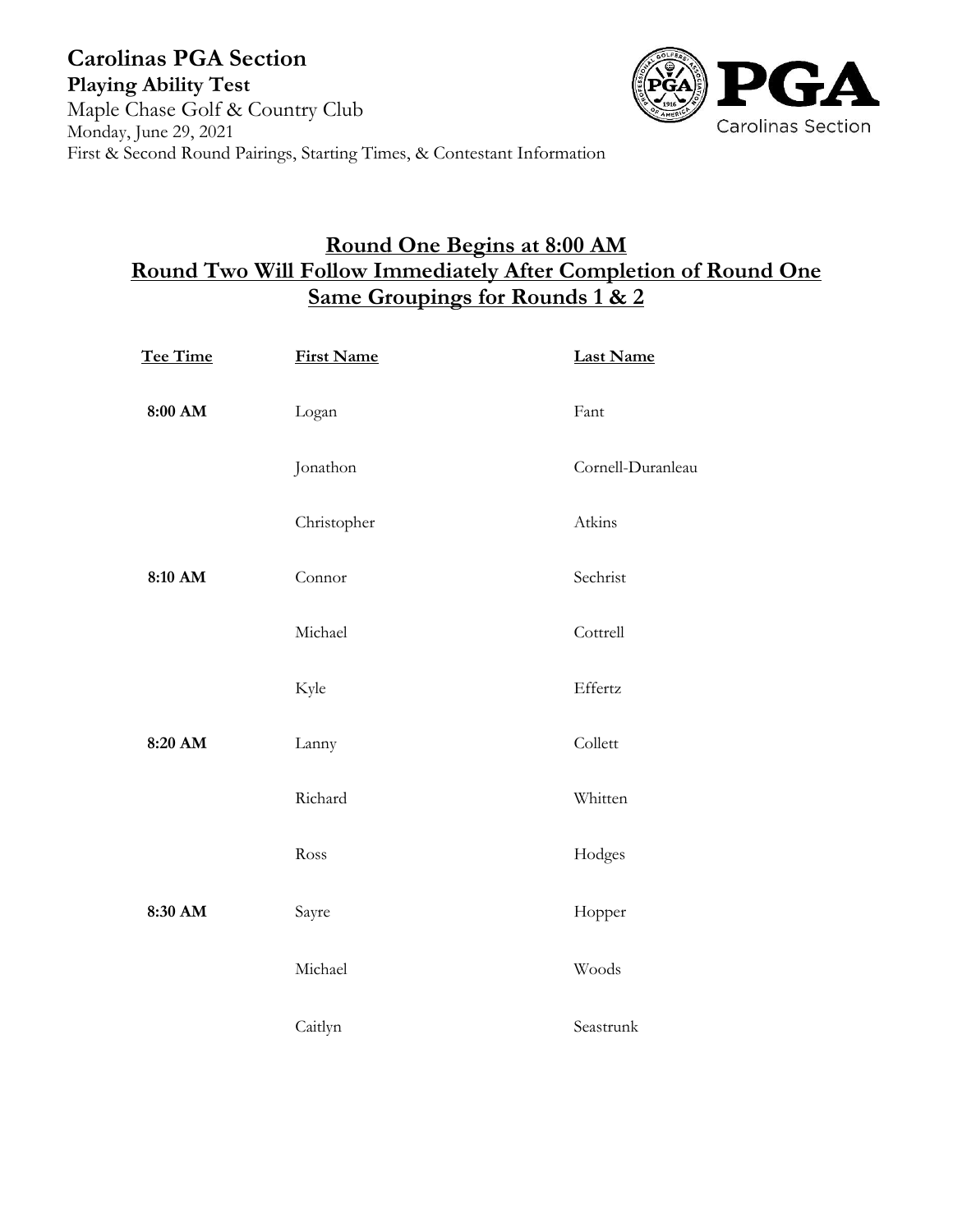# Carolinas PGA Section

**Playing Ability Test**

Maple Chase Golf & Country Club
Monday, June 29, 2021
First & Second Round Pairings, Starting Times, & Contestant Information

## Round One Begins at 8:00 AM
## Round Two Will Follow Immediately After Completion of Round One
## Same Groupings for Rounds 1 & 2

| Tee Time | First Name | Last Name |
|---|---|---|
| **8:00 AM** | Logan | Fant |
| | Jonathon | Cornell-Duranleau |
| | Christopher | Atkins |
| **8:10 AM** | Connor | Sechrist |
| | Michael | Cottrell |
| | Kyle | Effertz |
| **8:20 AM** | Lanny | Collett |
| | Richard | Whitten |
| | Ross | Hodges |
| **8:30 AM** | Sayre | Hopper |
| | Michael | Woods |
| | Caitlyn | Seastrunk |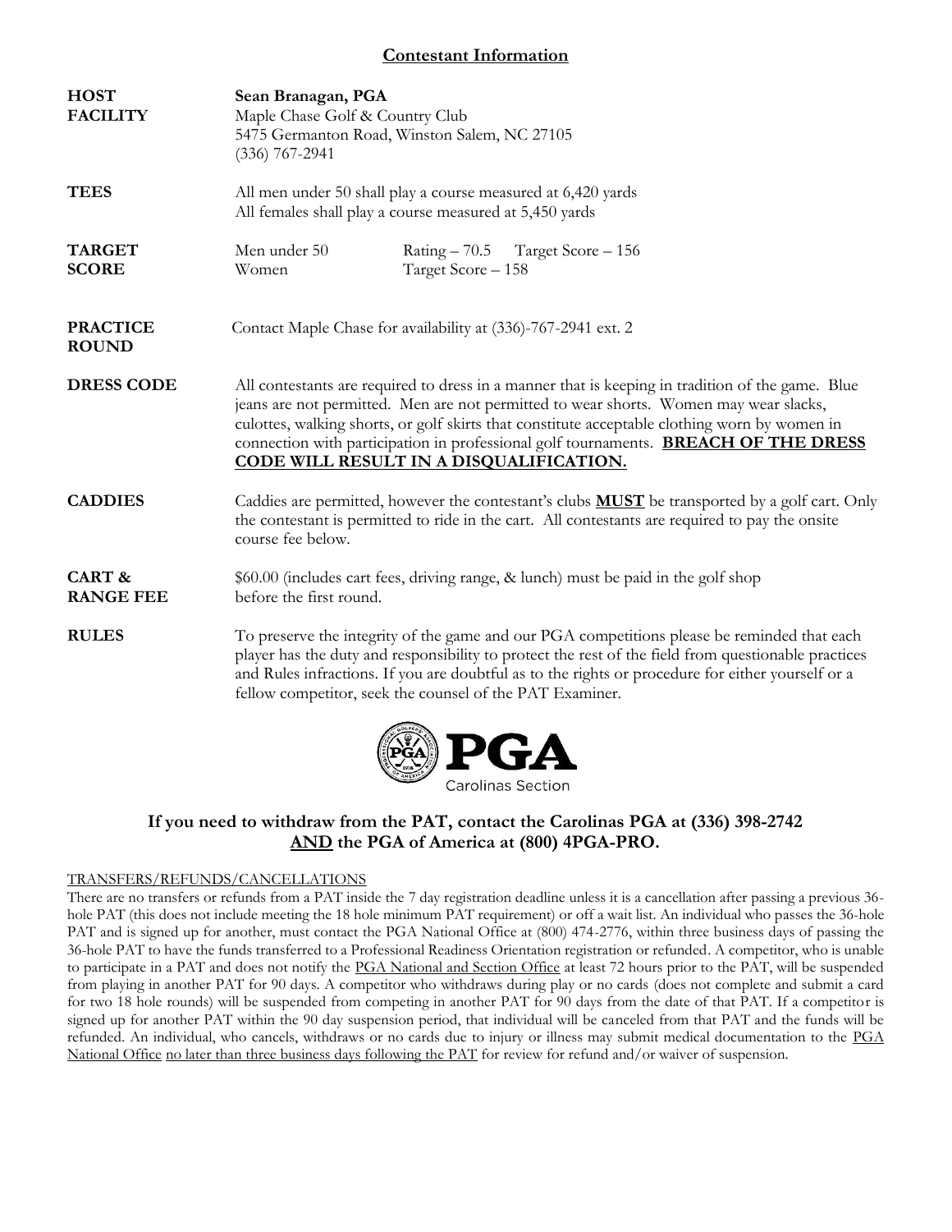## Contestant Information

**HOST FACILITY**
**Sean Branagan, PGA**
Maple Chase Golf & Country Club
5475 Germanton Road, Winston Salem, NC 27105
(336) 767-2941

**TEES**
All men under 50 shall play a course measured at 6,420 yards
All females shall play a course measured at 5,450 yards

**TARGET SCORE**

| | | |
|---|---|---|
| Men under 50 | Rating – 70.5 | Target Score – 156 |
| Women | Target Score – 158 | |

**PRACTICE ROUND**
Contact Maple Chase for availability at (336)-767-2941 ext. 2

**DRESS CODE**
All contestants are required to dress in a manner that is keeping in tradition of the game. Blue jeans are not permitted. Men are not permitted to wear shorts. Women may wear slacks, culottes, walking shorts, or golf skirts that constitute acceptable clothing worn by women in connection with participation in professional golf tournaments. **BREACH OF THE DRESS CODE WILL RESULT IN A DISQUALIFICATION.**

**CADDIES**
Caddies are permitted, however the contestant's clubs **MUST** be transported by a golf cart. Only the contestant is permitted to ride in the cart. All contestants are required to pay the onsite course fee below.

**CART & RANGE FEE**
$60.00 (includes cart fees, driving range, & lunch) must be paid in the golf shop before the first round.

**RULES**
To preserve the integrity of the game and our PGA competitions please be reminded that each player has the duty and responsibility to protect the rest of the field from questionable practices and Rules infractions. If you are doubtful as to the rights or procedure for either yourself or a fellow competitor, seek the counsel of the PAT Examiner.

PGA
Carolinas Section

**If you need to withdraw from the PAT, contact the Carolinas PGA at (336) 398-2742 AND the PGA of America at (800) 4PGA-PRO.**

TRANSFERS/REFUNDS/CANCELLATIONS

There are no transfers or refunds from a PAT inside the 7 day registration deadline unless it is a cancellation after passing a previous 36-hole PAT (this does not include meeting the 18 hole minimum PAT requirement) or off a wait list. An individual who passes the 36-hole PAT and is signed up for another, must contact the PGA National Office at (800) 474-2776, within three business days of passing the 36-hole PAT to have the funds transferred to a Professional Readiness Orientation registration or refunded. A competitor, who is unable to participate in a PAT and does not notify the PGA National and Section Office at least 72 hours prior to the PAT, will be suspended from playing in another PAT for 90 days. A competitor who withdraws during play or no cards (does not complete and submit a card for two 18 hole rounds) will be suspended from competing in another PAT for 90 days from the date of that PAT. If a competitor is signed up for another PAT within the 90 day suspension period, that individual will be canceled from that PAT and the funds will be refunded. An individual, who cancels, withdraws or no cards due to injury or illness may submit medical documentation to the PGA National Office no later than three business days following the PAT for review for refund and/or waiver of suspension.